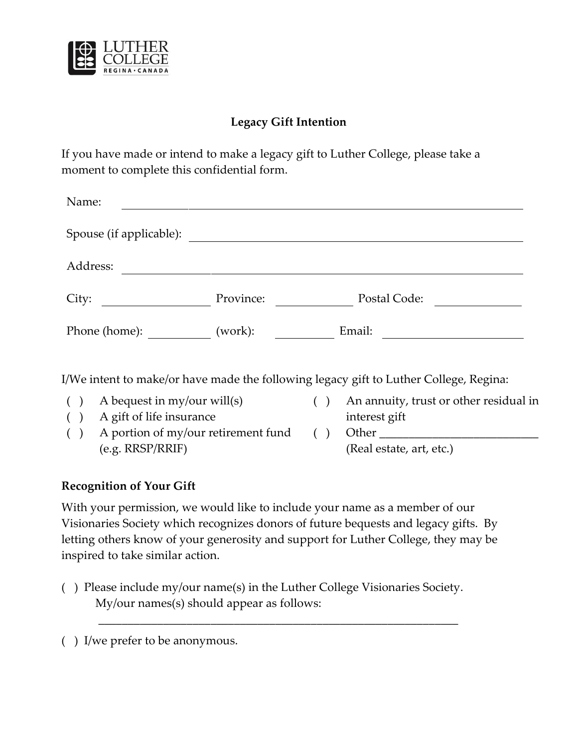LUTHER COLLEGE
REGINA · CANADA

**Legacy Gift Intention**

If you have made or intend to make a legacy gift to Luther College, please take a moment to complete this confidential form.

Name: ______________________________________________

Spouse (if applicable): ______________________________________________

Address: ______________________________________________

City: ______________ Province: __________ Postal Code: ____________

Phone (home): _________ (work): _________ Email: ____________________

I/We intent to make/or have made the following legacy gift to Luther College, Regina:

( ) A bequest in my/our will(s)
( ) A gift of life insurance
( ) A portion of my/our retirement fund (e.g. RRSP/RRIF)
( ) An annuity, trust or other residual in interest gift
( ) Other ___________________________ (Real estate, art, etc.)

**Recognition of Your Gift**

With your permission, we would like to include your name as a member of our Visionaries Society which recognizes donors of future bequests and legacy gifts. By letting others know of your generosity and support for Luther College, they may be inspired to take similar action.

( ) Please include my/our name(s) in the Luther College Visionaries Society.
My/our names(s) should appear as follows:
_________________________________________________________________

( ) I/we prefer to be anonymous.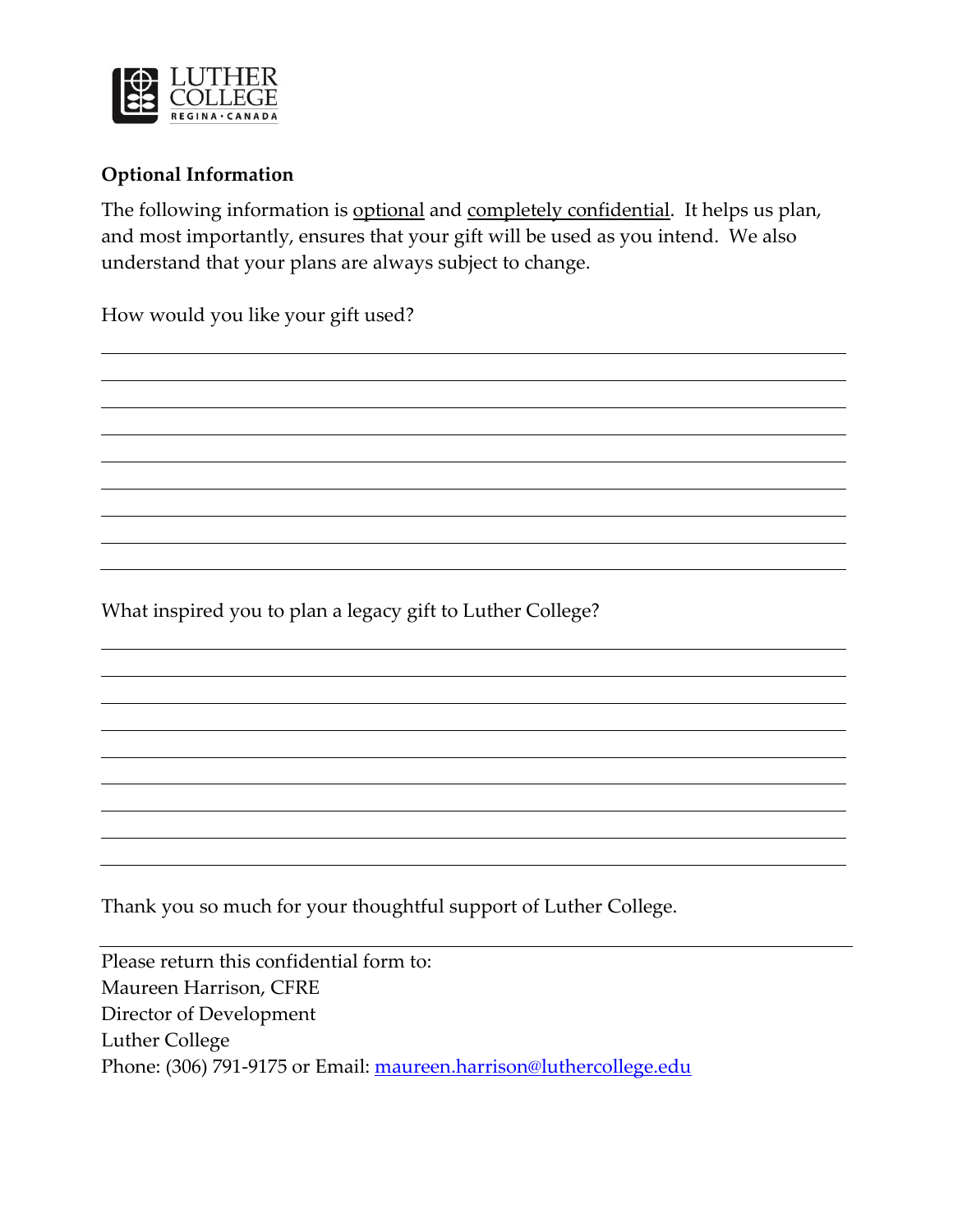LUTHER COLLEGE
REGINA · CANADA

**Optional Information**

The following information is <u>optional</u> and <u>completely confidential</u>. It helps us plan, and most importantly, ensures that your gift will be used as you intend. We also understand that your plans are always subject to change.

How would you like your gift used?

\_\_\_\_\_\_\_\_\_\_\_\_\_\_\_\_\_\_\_\_\_\_\_\_\_\_\_\_\_\_\_\_\_\_\_\_\_\_\_\_\_\_\_\_\_\_\_\_\_\_\_\_\_\_\_\_\_\_\_\_\_\_\_\_\_\_\_\_\_\_\_\_\_\_\_\_\_\_

\_\_\_\_\_\_\_\_\_\_\_\_\_\_\_\_\_\_\_\_\_\_\_\_\_\_\_\_\_\_\_\_\_\_\_\_\_\_\_\_\_\_\_\_\_\_\_\_\_\_\_\_\_\_\_\_\_\_\_\_\_\_\_\_\_\_\_\_\_\_\_\_\_\_\_\_\_\_

\_\_\_\_\_\_\_\_\_\_\_\_\_\_\_\_\_\_\_\_\_\_\_\_\_\_\_\_\_\_\_\_\_\_\_\_\_\_\_\_\_\_\_\_\_\_\_\_\_\_\_\_\_\_\_\_\_\_\_\_\_\_\_\_\_\_\_\_\_\_\_\_\_\_\_\_\_\_

\_\_\_\_\_\_\_\_\_\_\_\_\_\_\_\_\_\_\_\_\_\_\_\_\_\_\_\_\_\_\_\_\_\_\_\_\_\_\_\_\_\_\_\_\_\_\_\_\_\_\_\_\_\_\_\_\_\_\_\_\_\_\_\_\_\_\_\_\_\_\_\_\_\_\_\_\_\_

\_\_\_\_\_\_\_\_\_\_\_\_\_\_\_\_\_\_\_\_\_\_\_\_\_\_\_\_\_\_\_\_\_\_\_\_\_\_\_\_\_\_\_\_\_\_\_\_\_\_\_\_\_\_\_\_\_\_\_\_\_\_\_\_\_\_\_\_\_\_\_\_\_\_\_\_\_\_

\_\_\_\_\_\_\_\_\_\_\_\_\_\_\_\_\_\_\_\_\_\_\_\_\_\_\_\_\_\_\_\_\_\_\_\_\_\_\_\_\_\_\_\_\_\_\_\_\_\_\_\_\_\_\_\_\_\_\_\_\_\_\_\_\_\_\_\_\_\_\_\_\_\_\_\_\_\_

\_\_\_\_\_\_\_\_\_\_\_\_\_\_\_\_\_\_\_\_\_\_\_\_\_\_\_\_\_\_\_\_\_\_\_\_\_\_\_\_\_\_\_\_\_\_\_\_\_\_\_\_\_\_\_\_\_\_\_\_\_\_\_\_\_\_\_\_\_\_\_\_\_\_\_\_\_\_

\_\_\_\_\_\_\_\_\_\_\_\_\_\_\_\_\_\_\_\_\_\_\_\_\_\_\_\_\_\_\_\_\_\_\_\_\_\_\_\_\_\_\_\_\_\_\_\_\_\_\_\_\_\_\_\_\_\_\_\_\_\_\_\_\_\_\_\_\_\_\_\_\_\_\_\_\_\_

\_\_\_\_\_\_\_\_\_\_\_\_\_\_\_\_\_\_\_\_\_\_\_\_\_\_\_\_\_\_\_\_\_\_\_\_\_\_\_\_\_\_\_\_\_\_\_\_\_\_\_\_\_\_\_\_\_\_\_\_\_\_\_\_\_\_\_\_\_\_\_\_\_\_\_\_\_\_

What inspired you to plan a legacy gift to Luther College?

\_\_\_\_\_\_\_\_\_\_\_\_\_\_\_\_\_\_\_\_\_\_\_\_\_\_\_\_\_\_\_\_\_\_\_\_\_\_\_\_\_\_\_\_\_\_\_\_\_\_\_\_\_\_\_\_\_\_\_\_\_\_\_\_\_\_\_\_\_\_\_\_\_\_\_\_\_\_

\_\_\_\_\_\_\_\_\_\_\_\_\_\_\_\_\_\_\_\_\_\_\_\_\_\_\_\_\_\_\_\_\_\_\_\_\_\_\_\_\_\_\_\_\_\_\_\_\_\_\_\_\_\_\_\_\_\_\_\_\_\_\_\_\_\_\_\_\_\_\_\_\_\_\_\_\_\_

\_\_\_\_\_\_\_\_\_\_\_\_\_\_\_\_\_\_\_\_\_\_\_\_\_\_\_\_\_\_\_\_\_\_\_\_\_\_\_\_\_\_\_\_\_\_\_\_\_\_\_\_\_\_\_\_\_\_\_\_\_\_\_\_\_\_\_\_\_\_\_\_\_\_\_\_\_\_

\_\_\_\_\_\_\_\_\_\_\_\_\_\_\_\_\_\_\_\_\_\_\_\_\_\_\_\_\_\_\_\_\_\_\_\_\_\_\_\_\_\_\_\_\_\_\_\_\_\_\_\_\_\_\_\_\_\_\_\_\_\_\_\_\_\_\_\_\_\_\_\_\_\_\_\_\_\_

\_\_\_\_\_\_\_\_\_\_\_\_\_\_\_\_\_\_\_\_\_\_\_\_\_\_\_\_\_\_\_\_\_\_\_\_\_\_\_\_\_\_\_\_\_\_\_\_\_\_\_\_\_\_\_\_\_\_\_\_\_\_\_\_\_\_\_\_\_\_\_\_\_\_\_\_\_\_

\_\_\_\_\_\_\_\_\_\_\_\_\_\_\_\_\_\_\_\_\_\_\_\_\_\_\_\_\_\_\_\_\_\_\_\_\_\_\_\_\_\_\_\_\_\_\_\_\_\_\_\_\_\_\_\_\_\_\_\_\_\_\_\_\_\_\_\_\_\_\_\_\_\_\_\_\_\_

\_\_\_\_\_\_\_\_\_\_\_\_\_\_\_\_\_\_\_\_\_\_\_\_\_\_\_\_\_\_\_\_\_\_\_\_\_\_\_\_\_\_\_\_\_\_\_\_\_\_\_\_\_\_\_\_\_\_\_\_\_\_\_\_\_\_\_\_\_\_\_\_\_\_\_\_\_\_

\_\_\_\_\_\_\_\_\_\_\_\_\_\_\_\_\_\_\_\_\_\_\_\_\_\_\_\_\_\_\_\_\_\_\_\_\_\_\_\_\_\_\_\_\_\_\_\_\_\_\_\_\_\_\_\_\_\_\_\_\_\_\_\_\_\_\_\_\_\_\_\_\_\_\_\_\_\_

\_\_\_\_\_\_\_\_\_\_\_\_\_\_\_\_\_\_\_\_\_\_\_\_\_\_\_\_\_\_\_\_\_\_\_\_\_\_\_\_\_\_\_\_\_\_\_\_\_\_\_\_\_\_\_\_\_\_\_\_\_\_\_\_\_\_\_\_\_\_\_\_\_\_\_\_\_\_

Thank you so much for your thoughtful support of Luther College.

---

Please return this confidential form to:
Maureen Harrison, CFRE
Director of Development
Luther College
Phone: (306) 791-9175 or Email: [maureen.harrison@luthercollege.edu](mailto:maureen.harrison@luthercollege.edu)